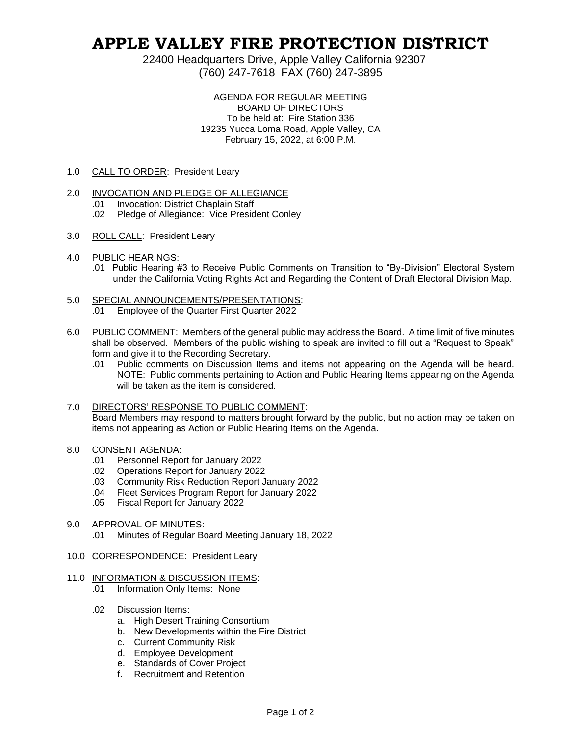# APPLE VALLEY FIRE PROTECTION DISTRICT

22400 Headquarters Drive, Apple Valley California 92307
(760) 247-7618 FAX (760) 247-3895

AGENDA FOR REGULAR MEETING
BOARD OF DIRECTORS
To be held at: Fire Station 336
19235 Yucca Loma Road, Apple Valley, CA
February 15, 2022, at 6:00 P.M.

1.0 CALL TO ORDER: President Leary

2.0 INVOCATION AND PLEDGE OF ALLEGIANCE
  .01 Invocation: District Chaplain Staff
  .02 Pledge of Allegiance: Vice President Conley

3.0 ROLL CALL: President Leary

4.0 PUBLIC HEARINGS:
  .01 Public Hearing #3 to Receive Public Comments on Transition to "By-Division" Electoral System under the California Voting Rights Act and Regarding the Content of Draft Electoral Division Map.

5.0 SPECIAL ANNOUNCEMENTS/PRESENTATIONS:
  .01 Employee of the Quarter First Quarter 2022

6.0 PUBLIC COMMENT: Members of the general public may address the Board. A time limit of five minutes shall be observed. Members of the public wishing to speak are invited to fill out a "Request to Speak" form and give it to the Recording Secretary.
  .01 Public comments on Discussion Items and items not appearing on the Agenda will be heard. NOTE: Public comments pertaining to Action and Public Hearing Items appearing on the Agenda will be taken as the item is considered.

7.0 DIRECTORS' RESPONSE TO PUBLIC COMMENT:
Board Members may respond to matters brought forward by the public, but no action may be taken on items not appearing as Action or Public Hearing Items on the Agenda.

8.0 CONSENT AGENDA:
  .01 Personnel Report for January 2022
  .02 Operations Report for January 2022
  .03 Community Risk Reduction Report January 2022
  .04 Fleet Services Program Report for January 2022
  .05 Fiscal Report for January 2022

9.0 APPROVAL OF MINUTES:
  .01 Minutes of Regular Board Meeting January 18, 2022

10.0 CORRESPONDENCE: President Leary

11.0 INFORMATION & DISCUSSION ITEMS:
  .01 Information Only Items: None

  .02 Discussion Items:
    a. High Desert Training Consortium
    b. New Developments within the Fire District
    c. Current Community Risk
    d. Employee Development
    e. Standards of Cover Project
    f. Recruitment and Retention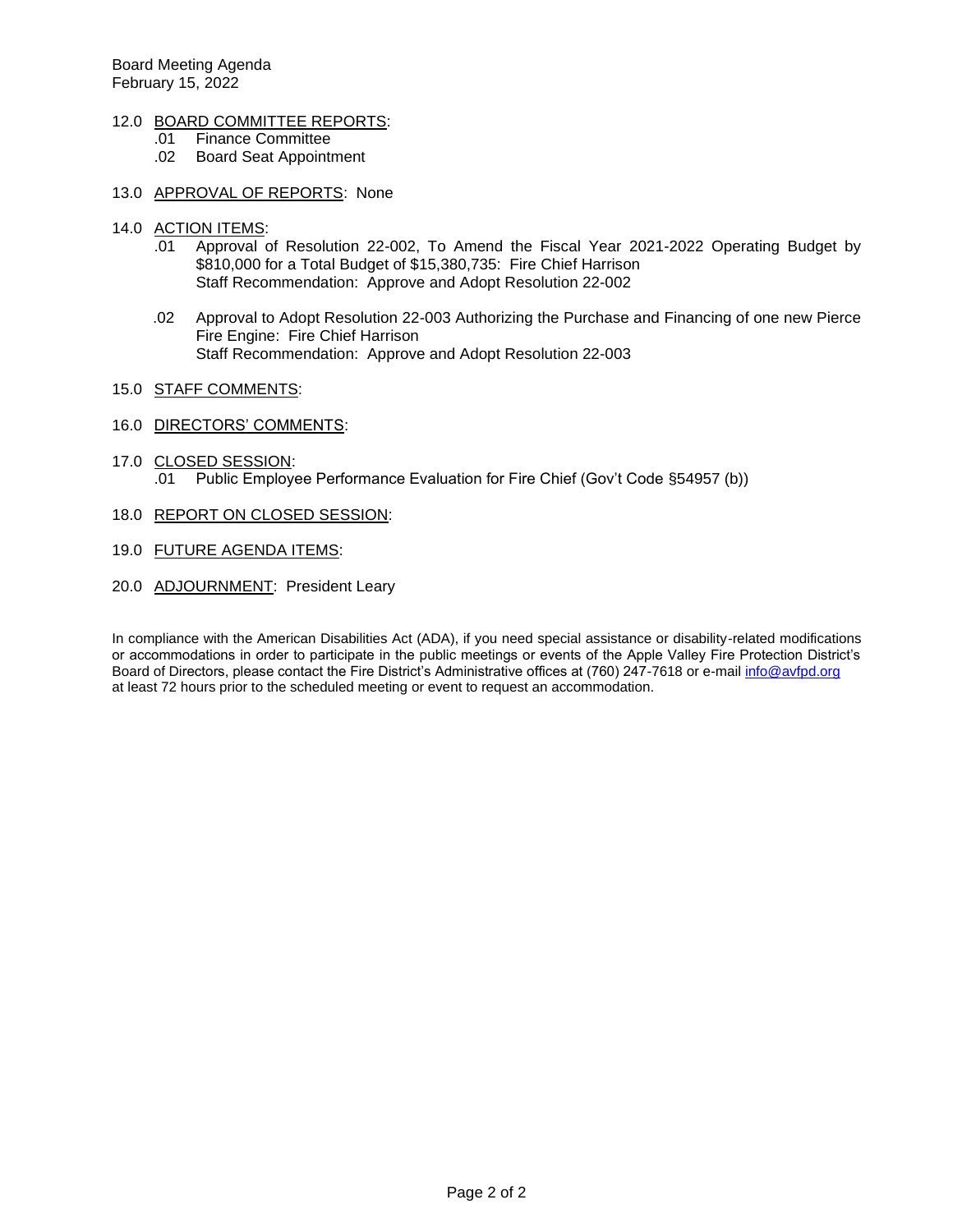12.0 BOARD COMMITTEE REPORTS:
- .01 Finance Committee
- .02 Board Seat Appointment

13.0 APPROVAL OF REPORTS: None

14.0 ACTION ITEMS:
- .01 Approval of Resolution 22-002, To Amend the Fiscal Year 2021-2022 Operating Budget by $810,000 for a Total Budget of $15,380,735: Fire Chief Harrison
  Staff Recommendation: Approve and Adopt Resolution 22-002

- .02 Approval to Adopt Resolution 22-003 Authorizing the Purchase and Financing of one new Pierce Fire Engine: Fire Chief Harrison
  Staff Recommendation: Approve and Adopt Resolution 22-003

15.0 STAFF COMMENTS:

16.0 DIRECTORS' COMMENTS:

17.0 CLOSED SESSION:
- .01 Public Employee Performance Evaluation for Fire Chief (Gov't Code §54957 (b))

18.0 REPORT ON CLOSED SESSION:

19.0 FUTURE AGENDA ITEMS:

20.0 ADJOURNMENT: President Leary

In compliance with the American Disabilities Act (ADA), if you need special assistance or disability-related modifications or accommodations in order to participate in the public meetings or events of the Apple Valley Fire Protection District's Board of Directors, please contact the Fire District's Administrative offices at (760) 247-7618 or e-mail info@avfpd.org at least 72 hours prior to the scheduled meeting or event to request an accommodation.